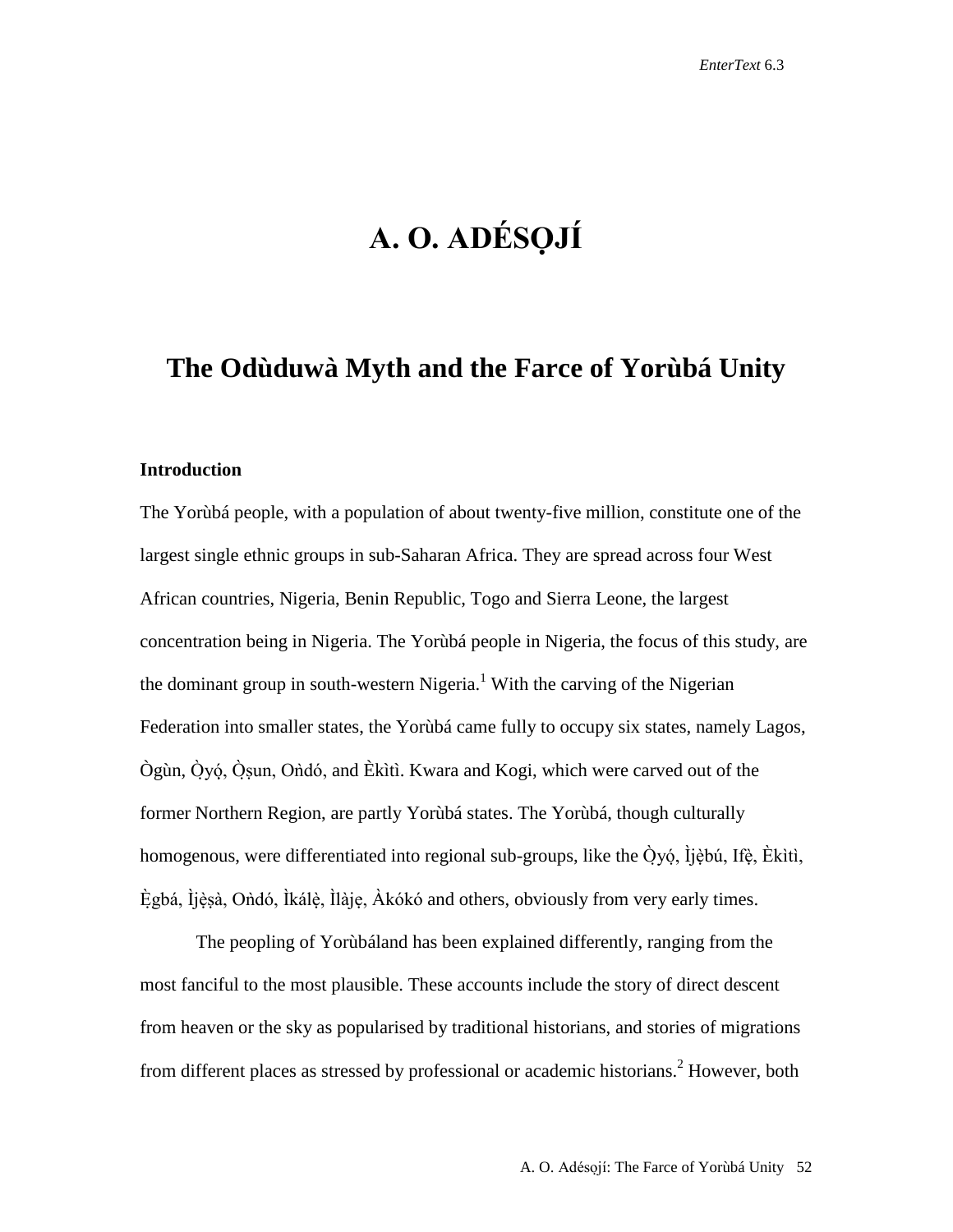# A. O. ADÉSỌJÍ

## The Odùduwà Myth and the Farce of Yorùbá Unity

### Introduction

The Yorùbá people, with a population of about twenty-five million, constitute one of the largest single ethnic groups in sub-Saharan Africa. They are spread across four West African countries, Nigeria, Benin Republic, Togo and Sierra Leone, the largest concentration being in Nigeria. The Yorùbá people in Nigeria, the focus of this study, are the dominant group in south-western Nigeria.[1] With the carving of the Nigerian Federation into smaller states, the Yorùbá came fully to occupy six states, namely Lagos, Ògùn, Ọ̀yọ́, Ọ̀ṣun, Oǹdó, and Èkìtì. Kwara and Kogi, which were carved out of the former Northern Region, are partly Yorùbá states. The Yorùbá, though culturally homogenous, were differentiated into regional sub-groups, like the Ọ̀yọ́, Ìjẹ̀bú, Ifẹ̀, Èkìtì, Ẹ̀gbá, Ìjẹ̀ṣà, Oǹdó, Ìkálẹ̀, Ìlàjẹ, Àkókó and others, obviously from very early times.

The peopling of Yorùbáland has been explained differently, ranging from the most fanciful to the most plausible. These accounts include the story of direct descent from heaven or the sky as popularised by traditional historians, and stories of migrations from different places as stressed by professional or academic historians.[2] However, both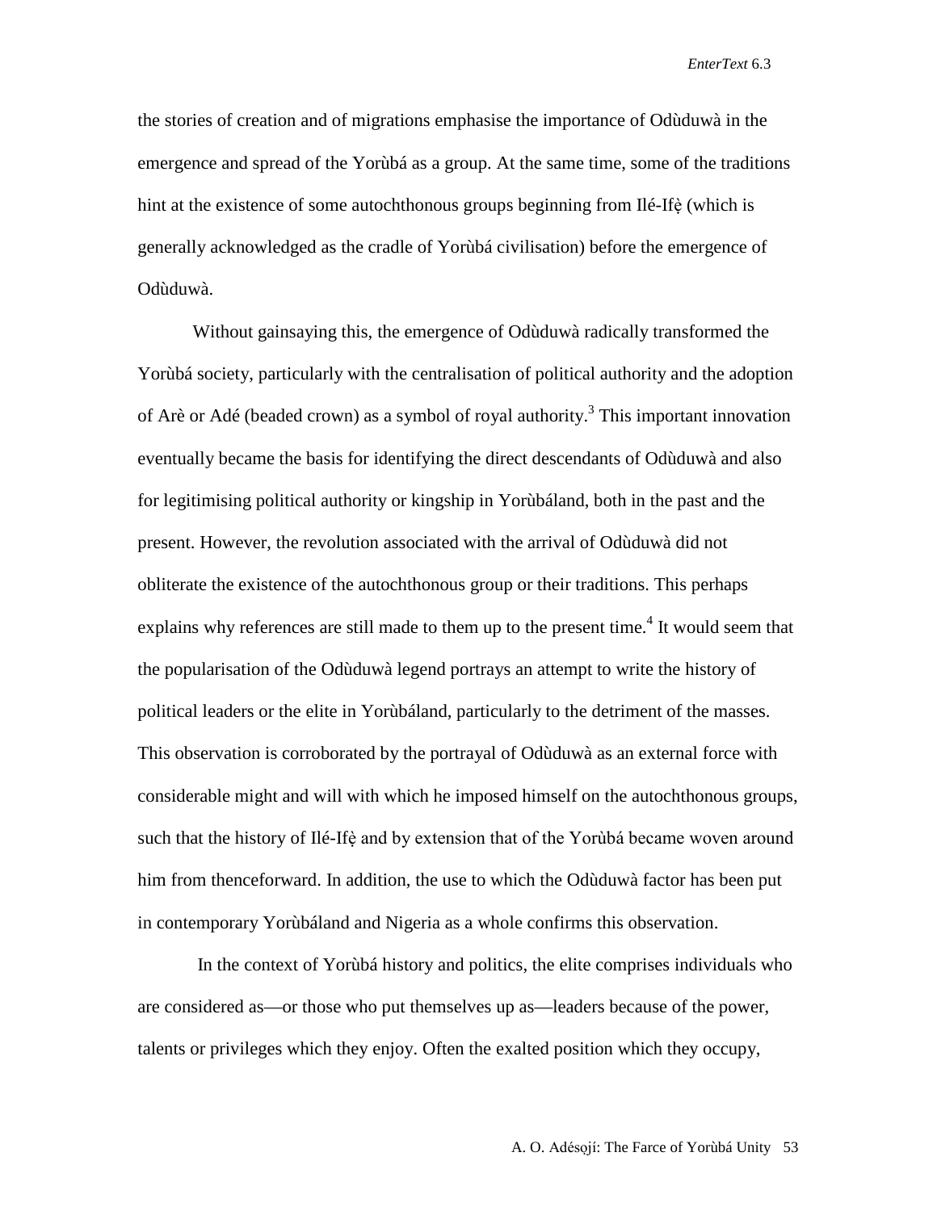the stories of creation and of migrations emphasise the importance of Odùduwà in the emergence and spread of the Yorùbá as a group. At the same time, some of the traditions hint at the existence of some autochthonous groups beginning from Ilé-Ifẹ̀ (which is generally acknowledged as the cradle of Yorùbá civilisation) before the emergence of Odùduwà.

Without gainsaying this, the emergence of Odùduwà radically transformed the Yorùbá society, particularly with the centralisation of political authority and the adoption of Arè or Adé (beaded crown) as a symbol of royal authority.[3] This important innovation eventually became the basis for identifying the direct descendants of Odùduwà and also for legitimising political authority or kingship in Yorùbáland, both in the past and the present. However, the revolution associated with the arrival of Odùduwà did not obliterate the existence of the autochthonous group or their traditions. This perhaps explains why references are still made to them up to the present time.[4] It would seem that the popularisation of the Odùduwà legend portrays an attempt to write the history of political leaders or the elite in Yorùbáland, particularly to the detriment of the masses. This observation is corroborated by the portrayal of Odùduwà as an external force with considerable might and will with which he imposed himself on the autochthonous groups, such that the history of Ilé-Ifẹ̀ and by extension that of the Yorùbá became woven around him from thenceforward. In addition, the use to which the Odùduwà factor has been put in contemporary Yorùbáland and Nigeria as a whole confirms this observation.

In the context of Yorùbá history and politics, the elite comprises individuals who are considered as—or those who put themselves up as—leaders because of the power, talents or privileges which they enjoy. Often the exalted position which they occupy,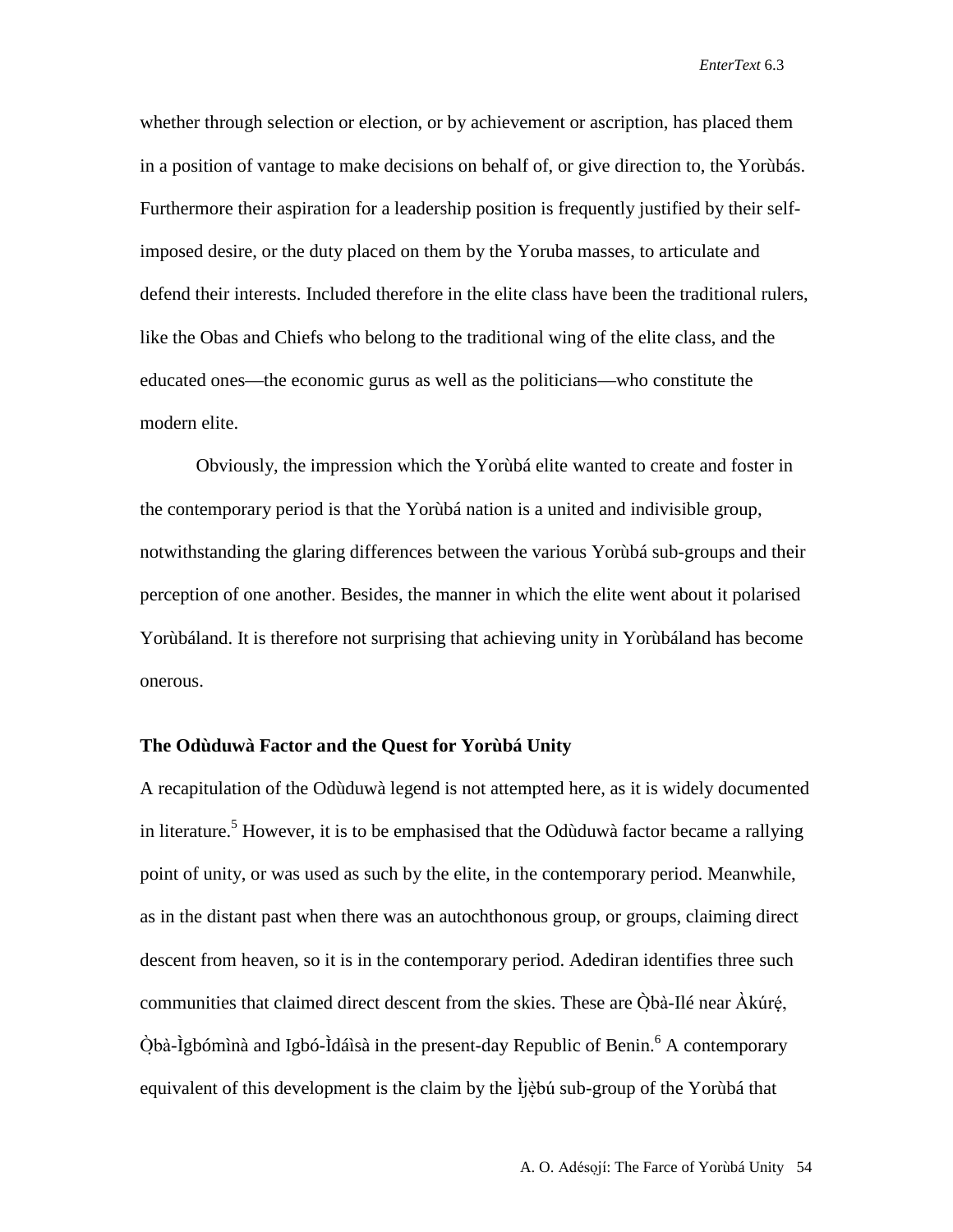whether through selection or election, or by achievement or ascription, has placed them in a position of vantage to make decisions on behalf of, or give direction to, the Yorùbás. Furthermore their aspiration for a leadership position is frequently justified by their self-imposed desire, or the duty placed on them by the Yoruba masses, to articulate and defend their interests. Included therefore in the elite class have been the traditional rulers, like the Obas and Chiefs who belong to the traditional wing of the elite class, and the educated ones—the economic gurus as well as the politicians—who constitute the modern elite.

Obviously, the impression which the Yorùbá elite wanted to create and foster in the contemporary period is that the Yorùbá nation is a united and indivisible group, notwithstanding the glaring differences between the various Yorùbá sub-groups and their perception of one another. Besides, the manner in which the elite went about it polarised Yorùbáland. It is therefore not surprising that achieving unity in Yorùbáland has become onerous.

## The Odùduwà Factor and the Quest for Yorùbá Unity

A recapitulation of the Odùduwà legend is not attempted here, as it is widely documented in literature.[5] However, it is to be emphasised that the Odùduwà factor became a rallying point of unity, or was used as such by the elite, in the contemporary period. Meanwhile, as in the distant past when there was an autochthonous group, or groups, claiming direct descent from heaven, so it is in the contemporary period. Adediran identifies three such communities that claimed direct descent from the skies. These are Ọ̀bà-Ilé near Àkúrẹ́, Ọ̀bà-Ìgbómìnà and Igbó-Ìdáìsà in the present-day Republic of Benin.[6] A contemporary equivalent of this development is the claim by the Ìjẹ̀bú sub-group of the Yorùbá that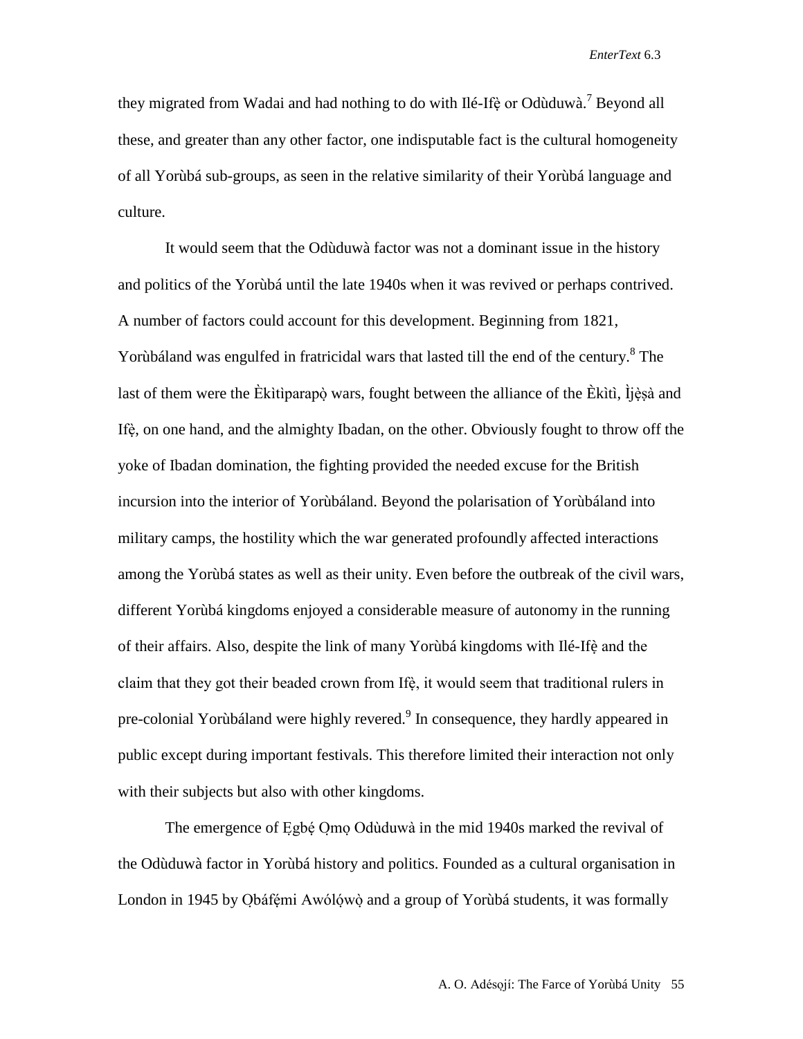they migrated from Wadai and had nothing to do with Ilé-Ifẹ̀ or Odùduwà.[7] Beyond all these, and greater than any other factor, one indisputable fact is the cultural homogeneity of all Yorùbá sub-groups, as seen in the relative similarity of their Yorùbá language and culture.

It would seem that the Odùduwà factor was not a dominant issue in the history and politics of the Yorùbá until the late 1940s when it was revived or perhaps contrived. A number of factors could account for this development. Beginning from 1821, Yorùbáland was engulfed in fratricidal wars that lasted till the end of the century.[8] The last of them were the Èkìtìparapọ̀ wars, fought between the alliance of the Èkìtì, Ìjẹ̀ṣà and Ifẹ̀, on one hand, and the almighty Ibadan, on the other. Obviously fought to throw off the yoke of Ibadan domination, the fighting provided the needed excuse for the British incursion into the interior of Yorùbáland. Beyond the polarisation of Yorùbáland into military camps, the hostility which the war generated profoundly affected interactions among the Yorùbá states as well as their unity. Even before the outbreak of the civil wars, different Yorùbá kingdoms enjoyed a considerable measure of autonomy in the running of their affairs. Also, despite the link of many Yorùbá kingdoms with Ilé-Ifẹ̀ and the claim that they got their beaded crown from Ifẹ̀, it would seem that traditional rulers in pre-colonial Yorùbáland were highly revered.[9] In consequence, they hardly appeared in public except during important festivals. This therefore limited their interaction not only with their subjects but also with other kingdoms.

The emergence of Ẹgbẹ́ Ọmọ Odùduwà in the mid 1940s marked the revival of the Odùduwà factor in Yorùbá history and politics. Founded as a cultural organisation in London in 1945 by Ọbáfẹ́mi Awólọ́wọ̀ and a group of Yorùbá students, it was formally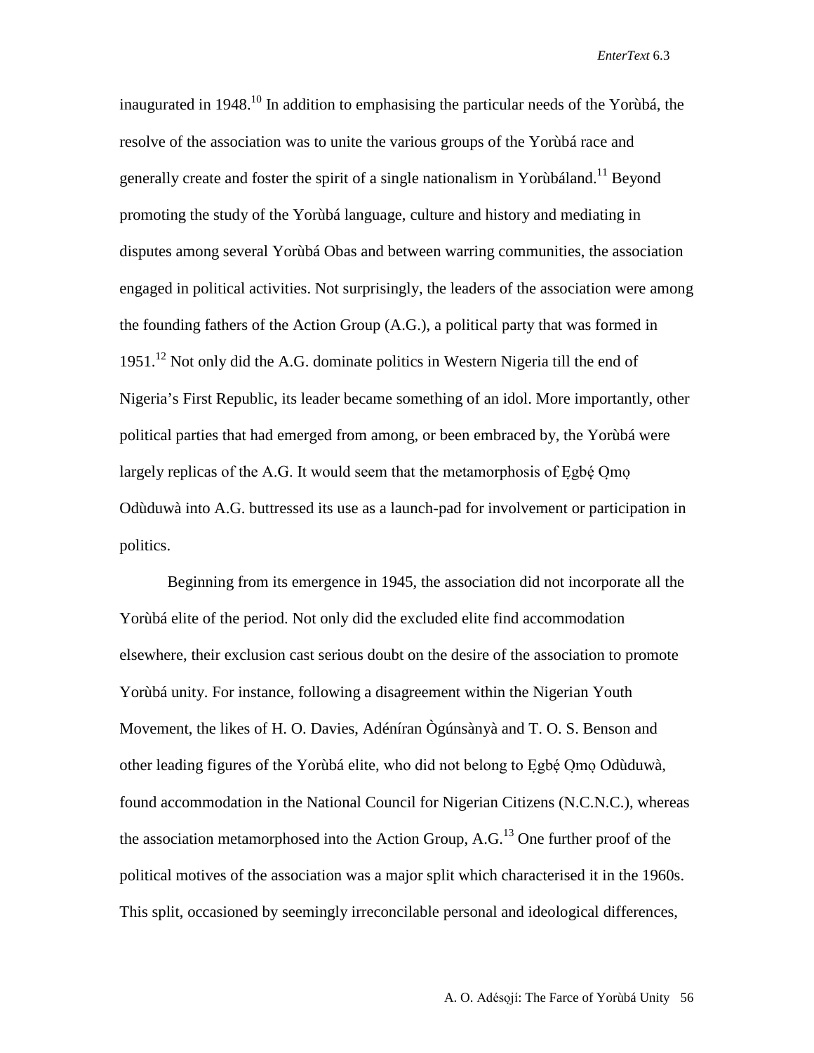inaugurated in 1948.[10] In addition to emphasising the particular needs of the Yorùbá, the resolve of the association was to unite the various groups of the Yorùbá race and generally create and foster the spirit of a single nationalism in Yorùbáland.[11] Beyond promoting the study of the Yorùbá language, culture and history and mediating in disputes among several Yorùbá Obas and between warring communities, the association engaged in political activities. Not surprisingly, the leaders of the association were among the founding fathers of the Action Group (A.G.), a political party that was formed in 1951.[12] Not only did the A.G. dominate politics in Western Nigeria till the end of Nigeria's First Republic, its leader became something of an idol. More importantly, other political parties that had emerged from among, or been embraced by, the Yorùbá were largely replicas of the A.G. It would seem that the metamorphosis of Ẹgbẹ́ Ọmọ Odùduwà into A.G. buttressed its use as a launch-pad for involvement or participation in politics.

Beginning from its emergence in 1945, the association did not incorporate all the Yorùbá elite of the period. Not only did the excluded elite find accommodation elsewhere, their exclusion cast serious doubt on the desire of the association to promote Yorùbá unity. For instance, following a disagreement within the Nigerian Youth Movement, the likes of H. O. Davies, Adéníran Ògúnsànyà and T. O. S. Benson and other leading figures of the Yorùbá elite, who did not belong to Ẹgbẹ́ Ọmọ Odùduwà, found accommodation in the National Council for Nigerian Citizens (N.C.N.C.), whereas the association metamorphosed into the Action Group, A.G.[13] One further proof of the political motives of the association was a major split which characterised it in the 1960s. This split, occasioned by seemingly irreconcilable personal and ideological differences,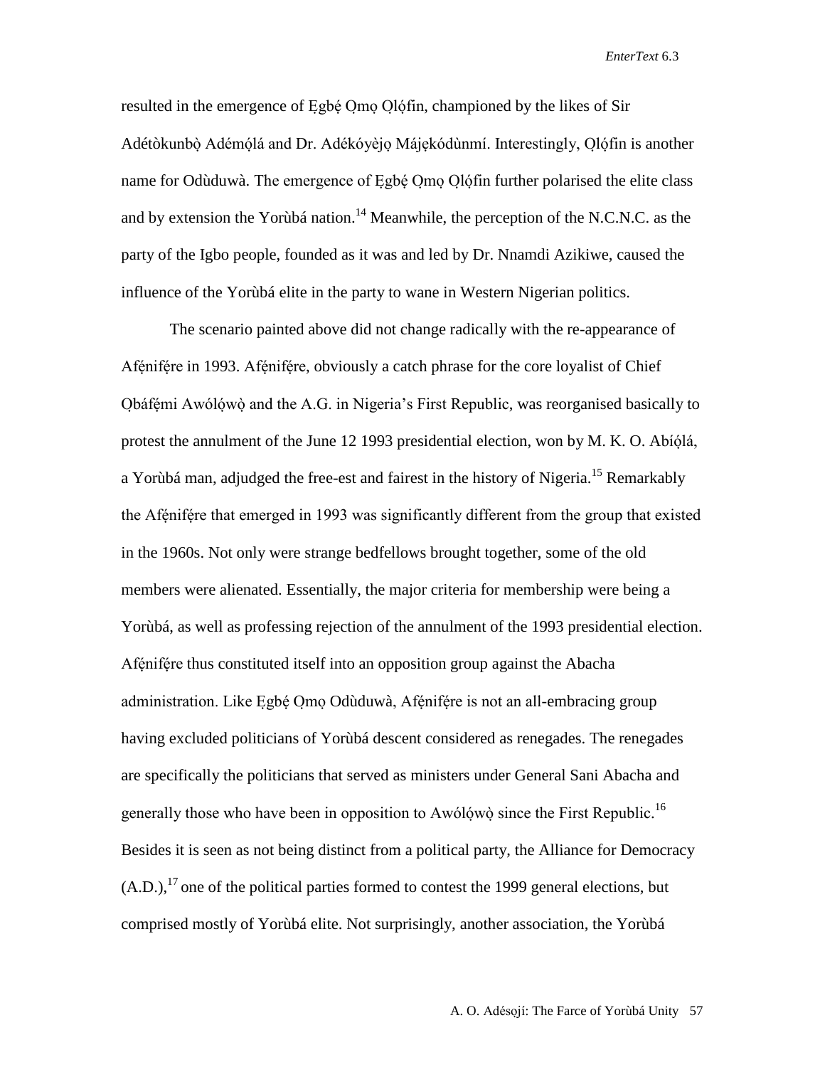resulted in the emergence of Ẹgbẹ́ Ọmọ Ọlọ́fin, championed by the likes of Sir Adétòkunbọ̀ Adémọ́lá and Dr. Adékóyèjọ Májẹkódùnmí. Interestingly, Ọlọ́fin is another name for Odùduwà. The emergence of Ẹgbẹ́ Ọmọ Ọlọ́fin further polarised the elite class and by extension the Yorùbá nation.[14] Meanwhile, the perception of the N.C.N.C. as the party of the Igbo people, founded as it was and led by Dr. Nnamdi Azikiwe, caused the influence of the Yorùbá elite in the party to wane in Western Nigerian politics.

The scenario painted above did not change radically with the re-appearance of Afẹ́nifẹ́re in 1993. Afẹ́nifẹ́re, obviously a catch phrase for the core loyalist of Chief Ọbáfẹ́mi Awólọ́wọ̀ and the A.G. in Nigeria's First Republic, was reorganised basically to protest the annulment of the June 12 1993 presidential election, won by M. K. O. Abíọ́lá, a Yorùbá man, adjudged the free-est and fairest in the history of Nigeria.[15] Remarkably the Afẹ́nifẹ́re that emerged in 1993 was significantly different from the group that existed in the 1960s. Not only were strange bedfellows brought together, some of the old members were alienated. Essentially, the major criteria for membership were being a Yorùbá, as well as professing rejection of the annulment of the 1993 presidential election. Afẹ́nifẹ́re thus constituted itself into an opposition group against the Abacha administration. Like Ẹgbẹ́ Ọmọ Odùduwà, Afẹ́nifẹ́re is not an all-embracing group having excluded politicians of Yorùbá descent considered as renegades. The renegades are specifically the politicians that served as ministers under General Sani Abacha and generally those who have been in opposition to Awólọ́wọ̀ since the First Republic.[16] Besides it is seen as not being distinct from a political party, the Alliance for Democracy (A.D.),[17] one of the political parties formed to contest the 1999 general elections, but comprised mostly of Yorùbá elite. Not surprisingly, another association, the Yorùbá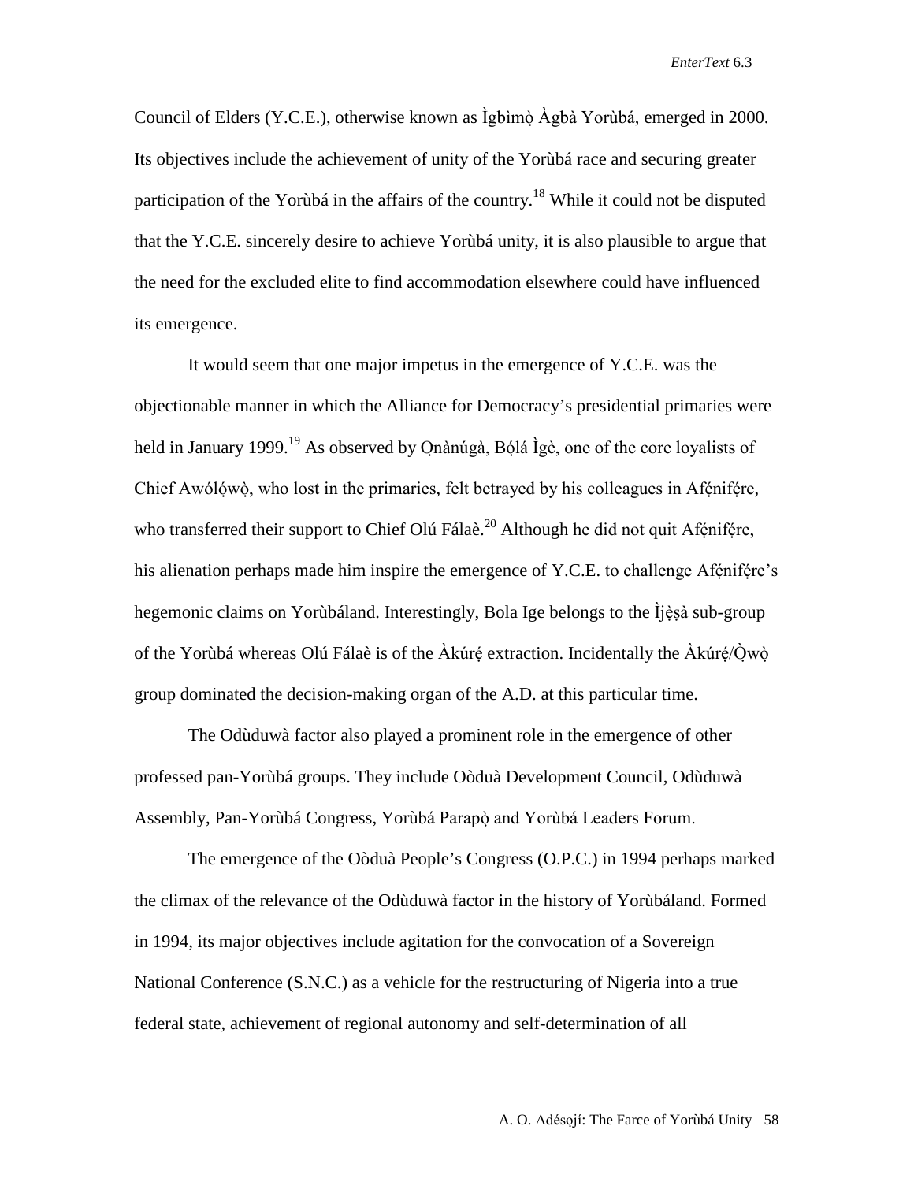Council of Elders (Y.C.E.), otherwise known as Ìgbìmọ̀ Àgbà Yorùbá, emerged in 2000. Its objectives include the achievement of unity of the Yorùbá race and securing greater participation of the Yorùbá in the affairs of the country.[18] While it could not be disputed that the Y.C.E. sincerely desire to achieve Yorùbá unity, it is also plausible to argue that the need for the excluded elite to find accommodation elsewhere could have influenced its emergence.

It would seem that one major impetus in the emergence of Y.C.E. was the objectionable manner in which the Alliance for Democracy's presidential primaries were held in January 1999.[19] As observed by Ọnànúgà, Bọ́lá Ìgè, one of the core loyalists of Chief Awólọ́wọ̀, who lost in the primaries, felt betrayed by his colleagues in Afẹ́nifẹ́re, who transferred their support to Chief Olú Fálaè.[20] Although he did not quit Afẹ́nifẹ́re, his alienation perhaps made him inspire the emergence of Y.C.E. to challenge Afẹ́nifẹ́re's hegemonic claims on Yorùbáland. Interestingly, Bola Ige belongs to the Ìjẹ̀ṣà sub-group of the Yorùbá whereas Olú Fálaè is of the Àkúrẹ́ extraction. Incidentally the Àkúrẹ́/Ọ̀wọ̀ group dominated the decision-making organ of the A.D. at this particular time.

The Odùduwà factor also played a prominent role in the emergence of other professed pan-Yorùbá groups. They include Oòduà Development Council, Odùduwà Assembly, Pan-Yorùbá Congress, Yorùbá Parapọ̀ and Yorùbá Leaders Forum.

The emergence of the Oòduà People's Congress (O.P.C.) in 1994 perhaps marked the climax of the relevance of the Odùduwà factor in the history of Yorùbáland. Formed in 1994, its major objectives include agitation for the convocation of a Sovereign National Conference (S.N.C.) as a vehicle for the restructuring of Nigeria into a true federal state, achievement of regional autonomy and self-determination of all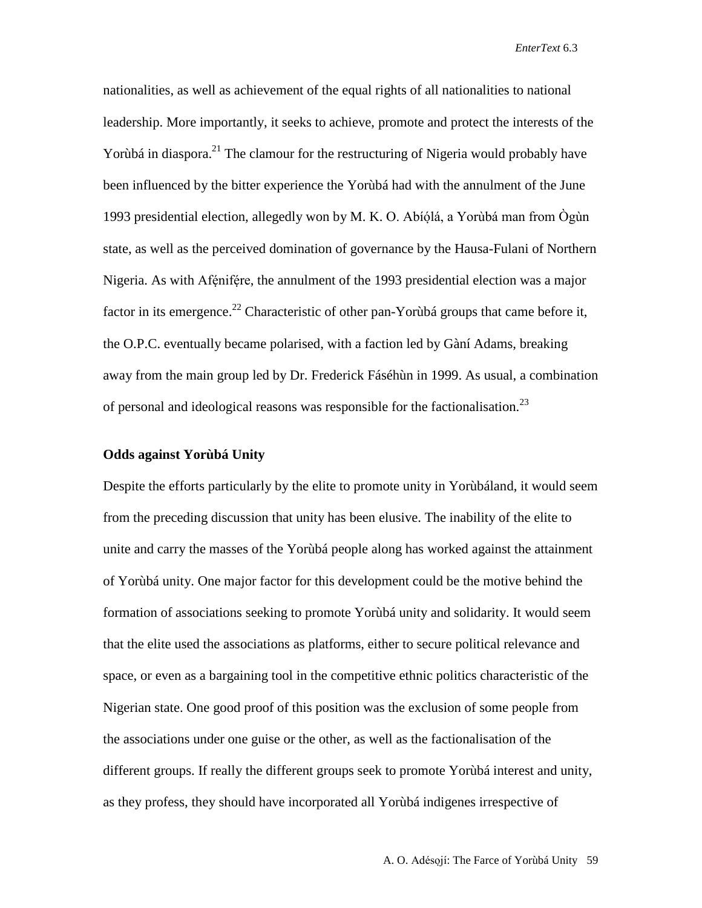nationalities, as well as achievement of the equal rights of all nationalities to national leadership. More importantly, it seeks to achieve, promote and protect the interests of the Yorùbá in diaspora.[21] The clamour for the restructuring of Nigeria would probably have been influenced by the bitter experience the Yorùbá had with the annulment of the June 1993 presidential election, allegedly won by M. K. O. Abíọ́lá, a Yorùbá man from Ògùn state, as well as the perceived domination of governance by the Hausa-Fulani of Northern Nigeria. As with Afẹ́nifẹ́re, the annulment of the 1993 presidential election was a major factor in its emergence.[22] Characteristic of other pan-Yorùbá groups that came before it, the O.P.C. eventually became polarised, with a faction led by Gàní Adams, breaking away from the main group led by Dr. Frederick Fáséhùn in 1999. As usual, a combination of personal and ideological reasons was responsible for the factionalisation.[23]

**Odds against Yorùbá Unity**

Despite the efforts particularly by the elite to promote unity in Yorùbáland, it would seem from the preceding discussion that unity has been elusive. The inability of the elite to unite and carry the masses of the Yorùbá people along has worked against the attainment of Yorùbá unity. One major factor for this development could be the motive behind the formation of associations seeking to promote Yorùbá unity and solidarity. It would seem that the elite used the associations as platforms, either to secure political relevance and space, or even as a bargaining tool in the competitive ethnic politics characteristic of the Nigerian state. One good proof of this position was the exclusion of some people from the associations under one guise or the other, as well as the factionalisation of the different groups. If really the different groups seek to promote Yorùbá interest and unity, as they profess, they should have incorporated all Yorùbá indigenes irrespective of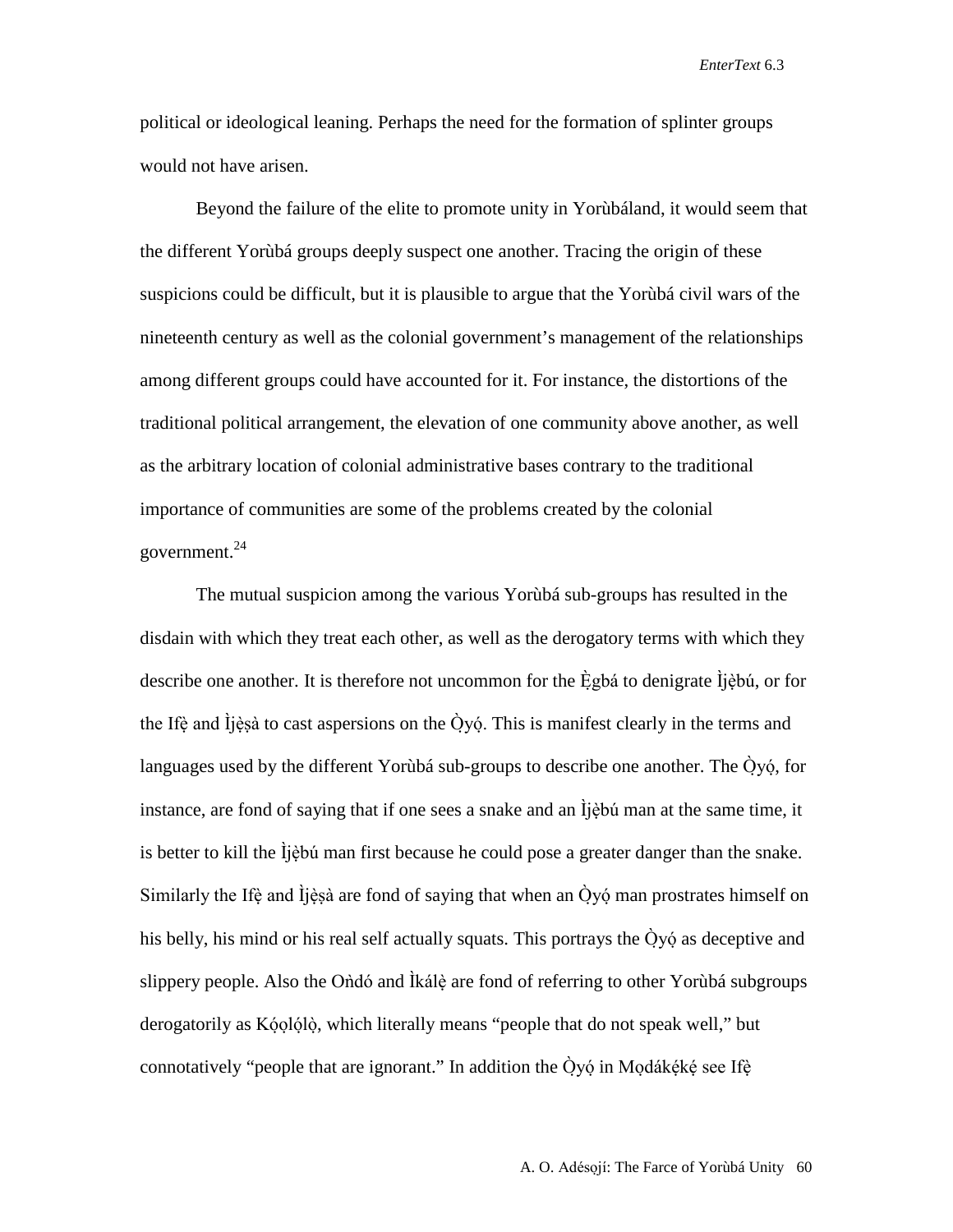political or ideological leaning. Perhaps the need for the formation of splinter groups would not have arisen.

Beyond the failure of the elite to promote unity in Yorùbáland, it would seem that the different Yorùbá groups deeply suspect one another. Tracing the origin of these suspicions could be difficult, but it is plausible to argue that the Yorùbá civil wars of the nineteenth century as well as the colonial government's management of the relationships among different groups could have accounted for it. For instance, the distortions of the traditional political arrangement, the elevation of one community above another, as well as the arbitrary location of colonial administrative bases contrary to the traditional importance of communities are some of the problems created by the colonial government.[24]

The mutual suspicion among the various Yorùbá sub-groups has resulted in the disdain with which they treat each other, as well as the derogatory terms with which they describe one another. It is therefore not uncommon for the Ẹ̀gbá to denigrate Ìjẹ̀bú, or for the Ifẹ̀ and Ìjẹ̀ṣà to cast aspersions on the Ọ̀yọ́. This is manifest clearly in the terms and languages used by the different Yorùbá sub-groups to describe one another. The Ọ̀yọ́, for instance, are fond of saying that if one sees a snake and an Ìjẹ̀bú man at the same time, it is better to kill the Ìjẹ̀bú man first because he could pose a greater danger than the snake. Similarly the Ifẹ̀ and Ìjẹ̀ṣà are fond of saying that when an Ọ̀yọ́ man prostrates himself on his belly, his mind or his real self actually squats. This portrays the Ọ̀yọ́ as deceptive and slippery people. Also the Oǹdó and Ìkálẹ̀ are fond of referring to other Yorùbá subgroups derogatorily as Kọ́ọlọ́lọ̀, which literally means "people that do not speak well," but connotatively "people that are ignorant." In addition the Ọ̀yọ́ in Mọdákẹ́kẹ́ see Ifẹ̀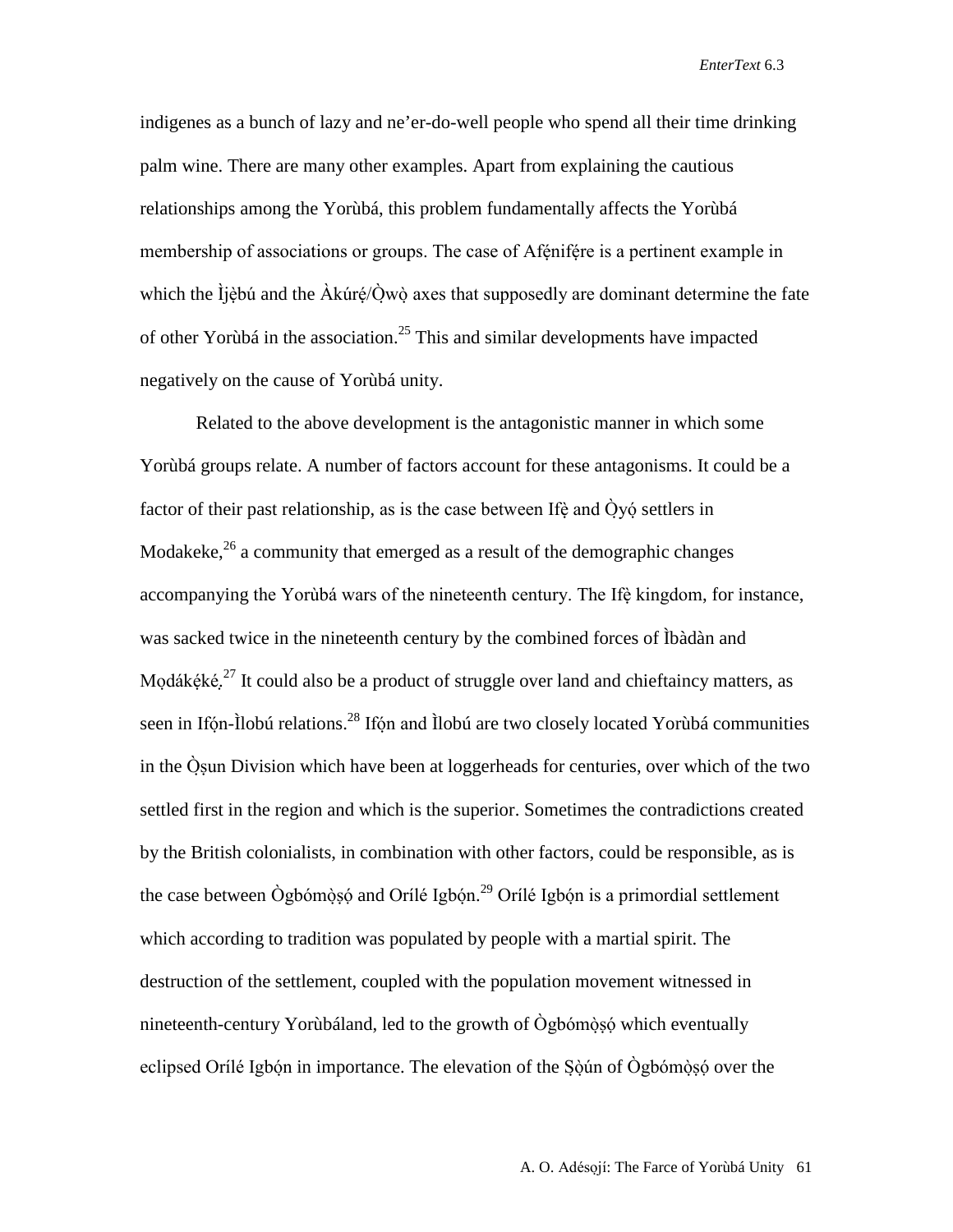indigenes as a bunch of lazy and ne'er-do-well people who spend all their time drinking palm wine. There are many other examples. Apart from explaining the cautious relationships among the Yorùbá, this problem fundamentally affects the Yorùbá membership of associations or groups. The case of Afẹ́nifẹ́re is a pertinent example in which the Ìjẹ̀bú and the Àkúrẹ́/Ọ̀wọ̀ axes that supposedly are dominant determine the fate of other Yorùbá in the association.[25] This and similar developments have impacted negatively on the cause of Yorùbá unity.

Related to the above development is the antagonistic manner in which some Yorùbá groups relate. A number of factors account for these antagonisms. It could be a factor of their past relationship, as is the case between Ifẹ̀ and Ọ̀yọ́ settlers in Modakeke,[26] a community that emerged as a result of the demographic changes accompanying the Yorùbá wars of the nineteenth century. The Ifẹ̀ kingdom, for instance, was sacked twice in the nineteenth century by the combined forces of Ìbàdàn and Mọdákẹ́ké.[27] It could also be a product of struggle over land and chieftaincy matters, as seen in Ifọ́n-Ìlobú relations.[28] Ifọ́n and Ìlobú are two closely located Yorùbá communities in the Ọ̀ṣun Division which have been at loggerheads for centuries, over which of the two settled first in the region and which is the superior. Sometimes the contradictions created by the British colonialists, in combination with other factors, could be responsible, as is the case between Ògbómọ̀ṣọ́ and Orílé Igbọ́n.[29] Orílé Igbọ́n is a primordial settlement which according to tradition was populated by people with a martial spirit. The destruction of the settlement, coupled with the population movement witnessed in nineteenth-century Yorùbáland, led to the growth of Ògbómọ̀ṣọ́ which eventually eclipsed Orílé Igbọ́n in importance. The elevation of the Ṣọ̀ún of Ògbómọ̀ṣọ́ over the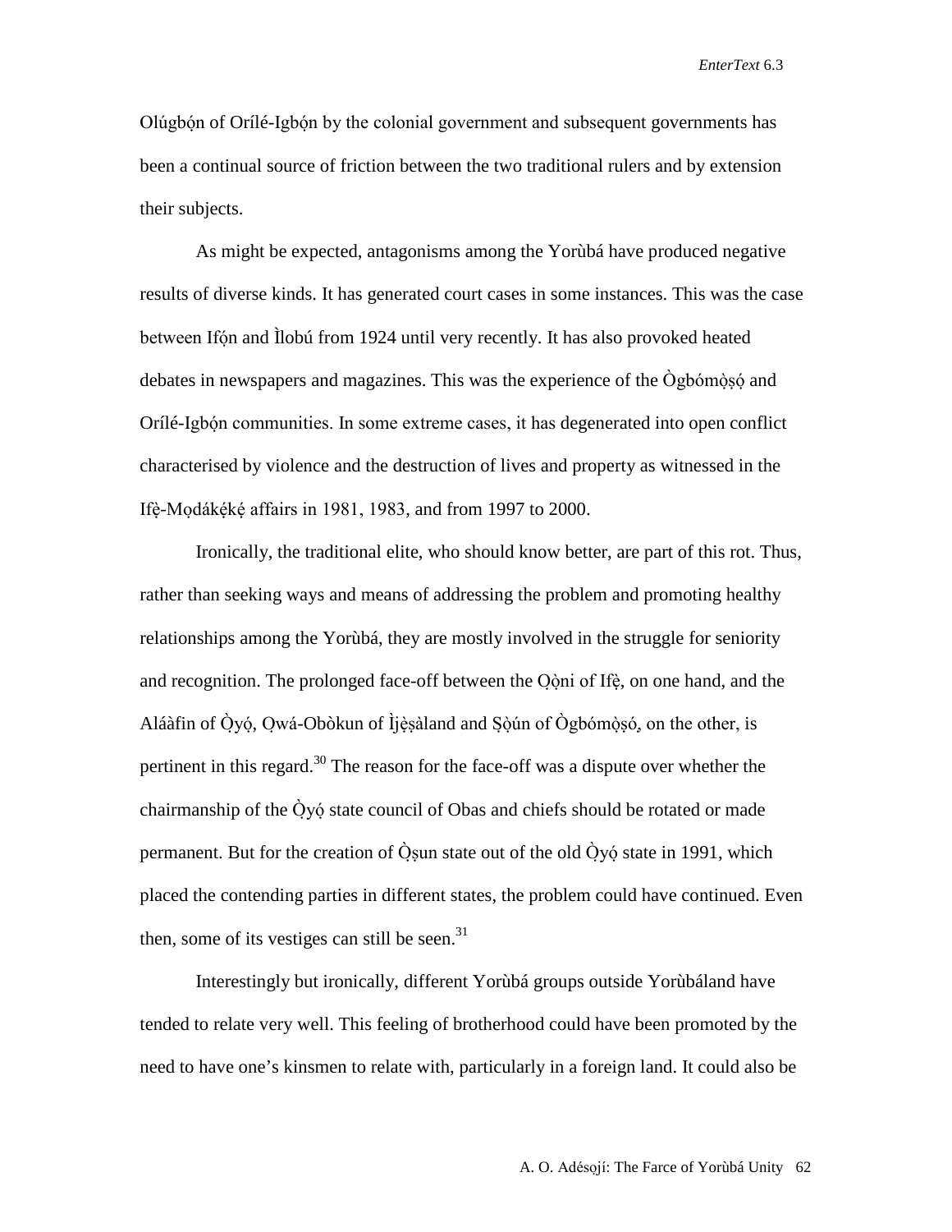Olúgbọ́n of Orílé-Igbọ́n by the colonial government and subsequent governments has been a continual source of friction between the two traditional rulers and by extension their subjects.

As might be expected, antagonisms among the Yorùbá have produced negative results of diverse kinds. It has generated court cases in some instances. This was the case between Ifọ́n and Ìlobú from 1924 until very recently. It has also provoked heated debates in newspapers and magazines. This was the experience of the Ògbómọ̀ṣọ́ and Orílé-Igbọ́n communities. In some extreme cases, it has degenerated into open conflict characterised by violence and the destruction of lives and property as witnessed in the Ifẹ̀-Mọdákẹ́kẹ́ affairs in 1981, 1983, and from 1997 to 2000.

Ironically, the traditional elite, who should know better, are part of this rot. Thus, rather than seeking ways and means of addressing the problem and promoting healthy relationships among the Yorùbá, they are mostly involved in the struggle for seniority and recognition. The prolonged face-off between the Ọ̀ọ̀ni of Ifẹ̀, on one hand, and the Aláàfin of Ọ̀yọ́, Ọwá-Obòkun of Ìjẹ̀ṣàland and Ṣọ̀ún of Ògbómọ̀ṣọ́, on the other, is pertinent in this regard.[30] The reason for the face-off was a dispute over whether the chairmanship of the Ọ̀yọ́ state council of Obas and chiefs should be rotated or made permanent. But for the creation of Ọ̀ṣun state out of the old Ọ̀yọ́ state in 1991, which placed the contending parties in different states, the problem could have continued. Even then, some of its vestiges can still be seen.[31]

Interestingly but ironically, different Yorùbá groups outside Yorùbáland have tended to relate very well. This feeling of brotherhood could have been promoted by the need to have one's kinsmen to relate with, particularly in a foreign land. It could also be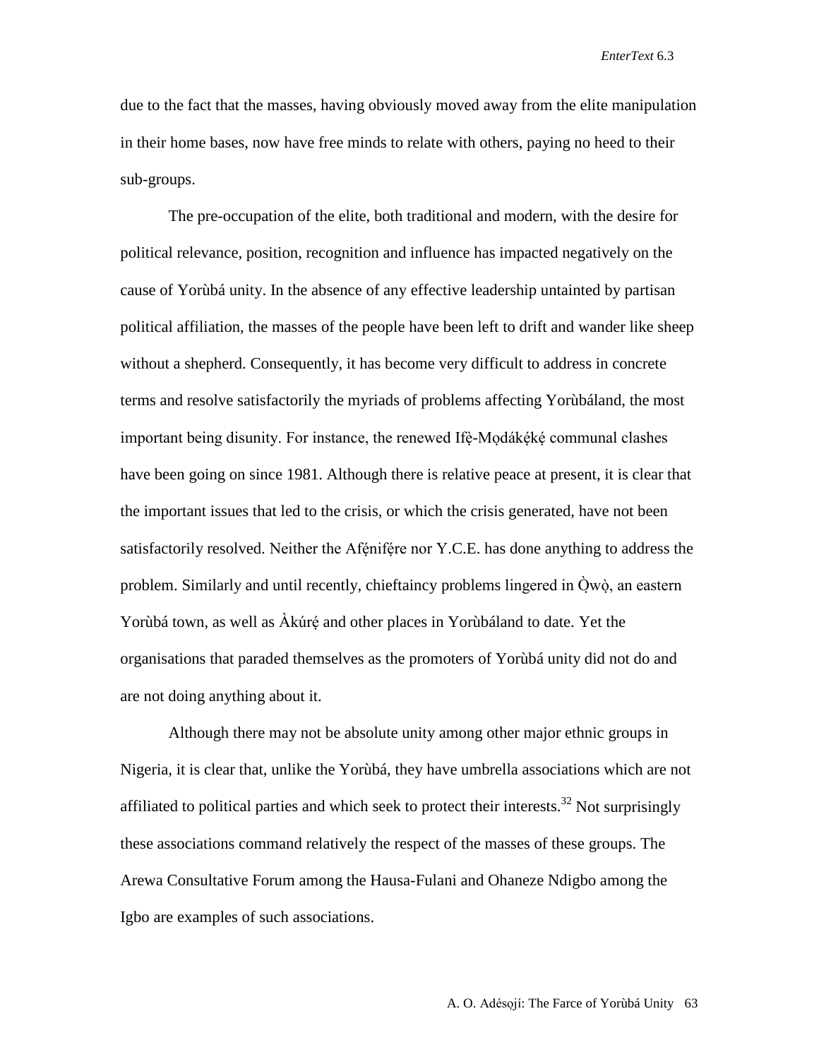due to the fact that the masses, having obviously moved away from the elite manipulation in their home bases, now have free minds to relate with others, paying no heed to their sub-groups.

The pre-occupation of the elite, both traditional and modern, with the desire for political relevance, position, recognition and influence has impacted negatively on the cause of Yorùbá unity. In the absence of any effective leadership untainted by partisan political affiliation, the masses of the people have been left to drift and wander like sheep without a shepherd. Consequently, it has become very difficult to address in concrete terms and resolve satisfactorily the myriads of problems affecting Yorùbáland, the most important being disunity. For instance, the renewed Ifẹ̀-Mọdákẹ́kẹ́ communal clashes have been going on since 1981. Although there is relative peace at present, it is clear that the important issues that led to the crisis, or which the crisis generated, have not been satisfactorily resolved. Neither the Afẹ́nifẹ́re nor Y.C.E. has done anything to address the problem. Similarly and until recently, chieftaincy problems lingered in Ọ̀wọ̀, an eastern Yorùbá town, as well as Àkúrẹ́ and other places in Yorùbáland to date. Yet the organisations that paraded themselves as the promoters of Yorùbá unity did not do and are not doing anything about it.

Although there may not be absolute unity among other major ethnic groups in Nigeria, it is clear that, unlike the Yorùbá, they have umbrella associations which are not affiliated to political parties and which seek to protect their interests.[32] Not surprisingly these associations command relatively the respect of the masses of these groups. The Arewa Consultative Forum among the Hausa-Fulani and Ohaneze Ndigbo among the Igbo are examples of such associations.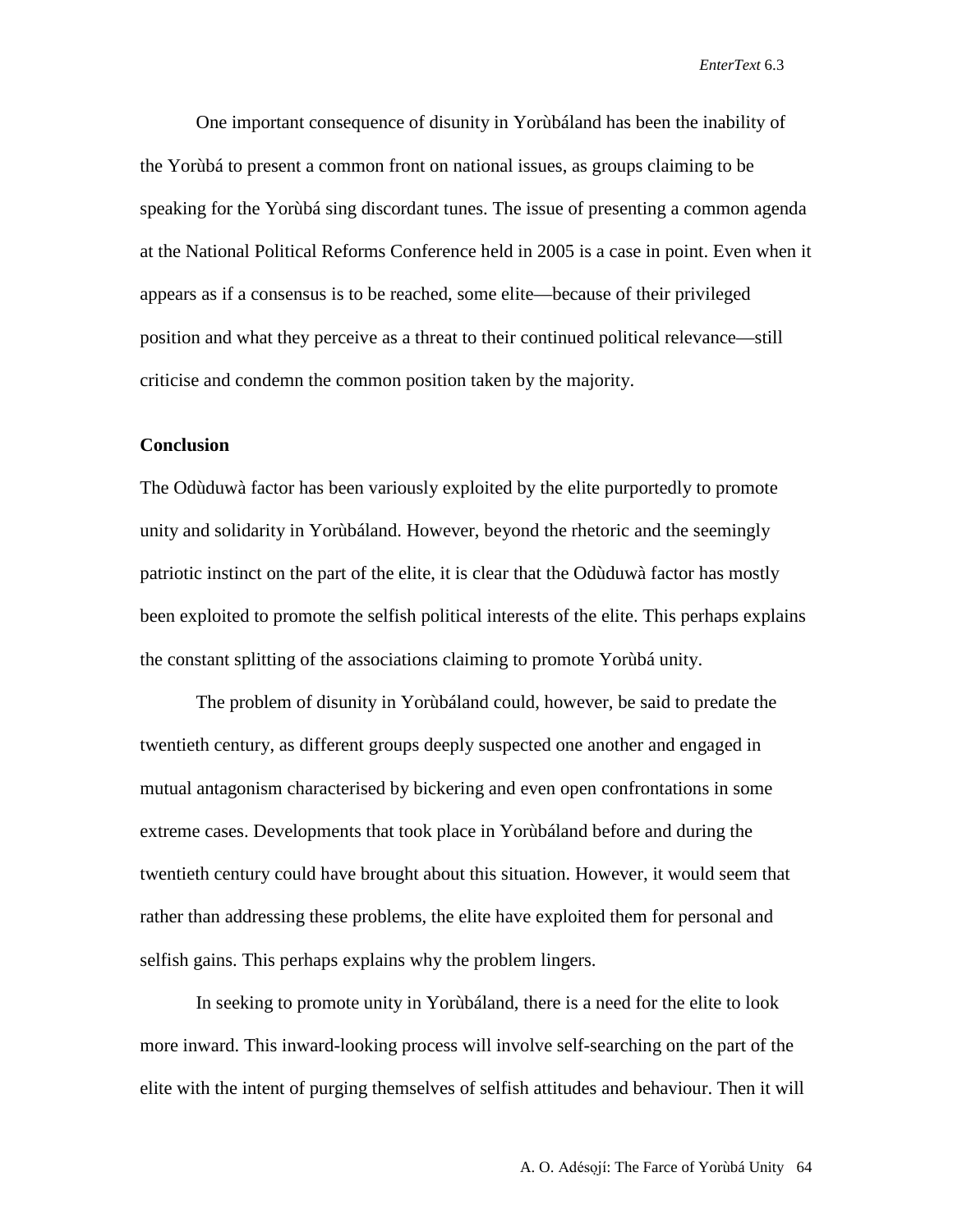One important consequence of disunity in Yorùbáland has been the inability of the Yorùbá to present a common front on national issues, as groups claiming to be speaking for the Yorùbá sing discordant tunes. The issue of presenting a common agenda at the National Political Reforms Conference held in 2005 is a case in point. Even when it appears as if a consensus is to be reached, some elite—because of their privileged position and what they perceive as a threat to their continued political relevance—still criticise and condemn the common position taken by the majority.

**Conclusion**

The Odùduwà factor has been variously exploited by the elite purportedly to promote unity and solidarity in Yorùbáland. However, beyond the rhetoric and the seemingly patriotic instinct on the part of the elite, it is clear that the Odùduwà factor has mostly been exploited to promote the selfish political interests of the elite. This perhaps explains the constant splitting of the associations claiming to promote Yorùbá unity.

The problem of disunity in Yorùbáland could, however, be said to predate the twentieth century, as different groups deeply suspected one another and engaged in mutual antagonism characterised by bickering and even open confrontations in some extreme cases. Developments that took place in Yorùbáland before and during the twentieth century could have brought about this situation. However, it would seem that rather than addressing these problems, the elite have exploited them for personal and selfish gains. This perhaps explains why the problem lingers.

In seeking to promote unity in Yorùbáland, there is a need for the elite to look more inward. This inward-looking process will involve self-searching on the part of the elite with the intent of purging themselves of selfish attitudes and behaviour. Then it will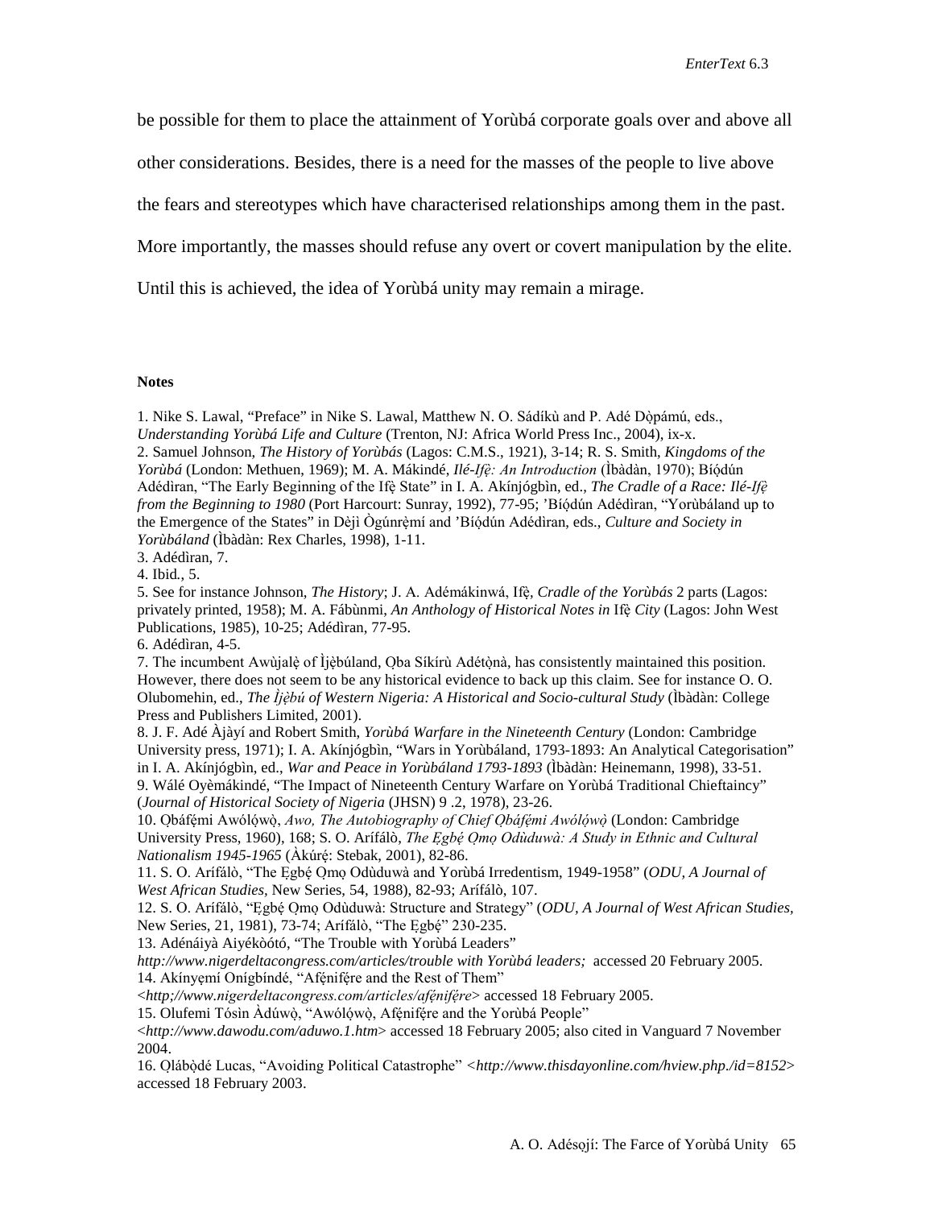be possible for them to place the attainment of Yorùbá corporate goals over and above all other considerations. Besides, there is a need for the masses of the people to live above the fears and stereotypes which have characterised relationships among them in the past. More importantly, the masses should refuse any overt or covert manipulation by the elite. Until this is achieved, the idea of Yorùbá unity may remain a mirage.

**Notes**

1. Nike S. Lawal, "Preface" in Nike S. Lawal, Matthew N. O. Sádíkù and P. Adé Dọ̀pámú, eds., *Understanding Yorùbá Life and Culture* (Trenton, NJ: Africa World Press Inc., 2004), ix-x.
2. Samuel Johnson, *The History of Yorùbás* (Lagos: C.M.S., 1921), 3-14; R. S. Smith, *Kingdoms of the Yorùbá* (London: Methuen, 1969); M. A. Mákindé, *Ilé-Ifẹ̀: An Introduction* (Ìbàdàn, 1970); Bíọ́dún Adédìran, "The Early Beginning of the Ifẹ̀ State" in I. A. Akínjógbìn, ed., *The Cradle of a Race: Ilé-Ifẹ̀ from the Beginning to 1980* (Port Harcourt: Sunray, 1992), 77-95; 'Bíọ́dún Adédìran, "Yorùbáland up to the Emergence of the States" in Dèjì Ògúnrẹ̀mí and 'Bíọ́dún Adédìran, eds., *Culture and Society in Yorùbáland* (Ìbàdàn: Rex Charles, 1998), 1-11.
3. Adédìran, 7.
4. Ibid., 5.
5. See for instance Johnson, *The History*; J. A. Adémákinwá, Ifẹ̀, *Cradle of the Yorùbás* 2 parts (Lagos: privately printed, 1958); M. A. Fábùnmi, *An Anthology of Historical Notes in* Ifẹ̀ *City* (Lagos: John West Publications, 1985), 10-25; Adédìran, 77-95.
6. Adédìran, 4-5.
7. The incumbent Awùjalẹ̀ of Ìjẹ̀búland, Ọba Síkírù Adétọ̀nà, has consistently maintained this position. However, there does not seem to be any historical evidence to back up this claim. See for instance O. O. Olubomehin, ed., *The Ìjẹ̀bú of Western Nigeria: A Historical and Socio-cultural Study* (Ìbàdàn: College Press and Publishers Limited, 2001).
8. J. F. Adé Àjàyí and Robert Smith, *Yorùbá Warfare in the Nineteenth Century* (London: Cambridge University press, 1971); I. A. Akínjógbìn, "Wars in Yorùbáland, 1793-1893: An Analytical Categorisation" in I. A. Akínjógbìn, ed., *War and Peace in Yorùbáland 1793-1893* (Ìbàdàn: Heinemann, 1998), 33-51.
9. Wálé Oyèmákindé, "The Impact of Nineteenth Century Warfare on Yorùbá Traditional Chieftaincy" (*Journal of Historical Society of Nigeria* (JHSN) 9 .2, 1978), 23-26.
10. Ọbáfẹ́mi Awólọ́wọ̀, *Awo, The Autobiography of Chief Ọbáfẹ́mi Awólọ́wọ̀* (London: Cambridge University Press, 1960), 168; S. O. Arífálò, *The Ẹgbẹ́ Ọmọ Odùduwà: A Study in Ethnic and Cultural Nationalism 1945-1965* (Àkúrẹ́: Stebak, 2001), 82-86.
11. S. O. Arífálò, "The Ẹgbẹ́ Ọmọ Odùduwà and Yorùbá Irredentism, 1949-1958" (*ODU, A Journal of West African Studies,* New Series, 54, 1988), 82-93; Arífálò, 107.
12. S. O. Arífálò, "Ẹgbẹ́ Ọmọ Odùduwà: Structure and Strategy" (*ODU, A Journal of West African Studies,* New Series, 21, 1981), 73-74; Arífálò, "The Ẹgbẹ́" 230-235.
13. Adénáiyà Aiyékòótó, "The Trouble with Yorùbá Leaders" *http://www.nigerdeltacongress.com/articles/trouble with Yorùbá leaders;* accessed 20 February 2005.
14. Akínyẹmí Onígbíndé, "Afẹ́nifẹ́re and the Rest of Them" <*http;//www.nigerdeltacongress.com/articles/afẹ́nifẹ́re*> accessed 18 February 2005.
15. Olufemi Tósìn Àdúwọ̀, "Awólọ́wọ̀, Afẹ́nifẹ́re and the Yorùbá People" <*http://www.dawodu.com/aduwo.1.htm*> accessed 18 February 2005; also cited in Vanguard 7 November 2004.
16. Ọlábọ̀dé Lucas, "Avoiding Political Catastrophe" <*http://www.thisdayonline.com/hview.php./id=8152*> accessed 18 February 2003.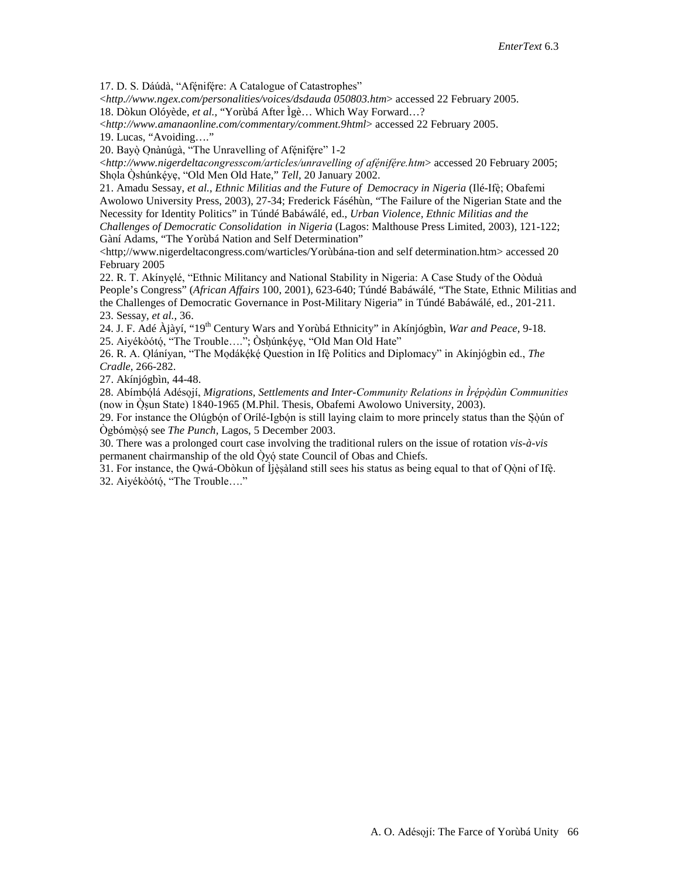17. D. S. Dáúdà, "Afẹ́nifẹ́re: A Catalogue of Catastrophes"
<*http.//www.ngex.com/personalities/voices/dsdauda 050803.htm*> accessed 22 February 2005.
18. Dòkun Olóyède, *et al.,* "Yorùbá After Ìgè… Which Way Forward…?
<*http://www.amanaonline.com/commentary/comment.9html*> accessed 22 February 2005.
19. Lucas, "Avoiding…."
20. Bayọ̀ Ọnànúgà, "The Unravelling of Afẹ́nifẹ́re" 1-2
<*http://www.nigerdeltacongresscom/articles/unravelling of afẹ́nifẹ́re.htm*> accessed 20 February 2005; Shọla Ọ̀shúnkẹ́yẹ, "Old Men Old Hate," *Tell,* 20 January 2002.
21. Amadu Sessay, *et al.*, *Ethnic Militias and the Future of Democracy in Nigeria* (Ilé-Ifẹ̀; Obafemi Awolowo University Press, 2003), 27-34; Frederick Fáséhùn, "The Failure of the Nigerian State and the Necessity for Identity Politics" in Túndé Babáwálé, ed., *Urban Violence, Ethnic Militias and the Challenges of Democratic Consolidation in Nigeria* (Lagos: Malthouse Press Limited, 2003), 121-122; Gàní Adams, "The Yorùbá Nation and Self Determination"
<http;//www.nigerdeltacongress.com/warticles/Yorùbána-tion and self determination.htm> accessed 20 February 2005
22. R. T. Akínyẹlé, "Ethnic Militancy and National Stability in Nigeria: A Case Study of the Oòduà People's Congress" (*African Affairs* 100, 2001), 623-640; Túndé Babáwálé, "The State, Ethnic Militias and the Challenges of Democratic Governance in Post-Military Nigeria" in Túndé Babáwálé, ed., 201-211.
23. Sessay, *et al.,* 36.
24. J. F. Adé Àjàyí, "19th Century Wars and Yorùbá Ethnicity" in Akínjógbìn, *War and Peace,* 9-18.
25. Aiyékòótọ́, "The Trouble…."; Òsḥúnkẹ́yẹ, "Old Man Old Hate"
26. R. A. Ọláníyan, "The Mọdákẹ́kẹ́ Question in Ifẹ̀ Politics and Diplomacy" in Akínjógbìn ed., *The Cradle,* 266-282.
27. Akínjógbìn, 44-48.
28. Abímbọ́lá Adésọjí, *Migrations, Settlements and Inter-Community Relations in Ìrépọ̀dùn Communities* (now in Ọ̀ṣun State) 1840-1965 (M.Phil. Thesis, Obafemi Awolowo University, 2003).
29. For instance the Olúgbọ́n of Orílé-Igbọ́n is still laying claim to more princely status than the Ṣọ̀ún of Ògbómọ̀ṣọ́ see *The Punch,* Lagos, 5 December 2003.
30. There was a prolonged court case involving the traditional rulers on the issue of rotation *vis-à-vis* permanent chairmanship of the old Ọ̀yọ́ state Council of Obas and Chiefs.
31. For instance, the Ọwá-Obòkun of Ìjẹ̀ṣàland still sees his status as being equal to that of Ọ̀ọ̀ni of Ifẹ̀.
32. Aiyékòótọ́, "The Trouble…."